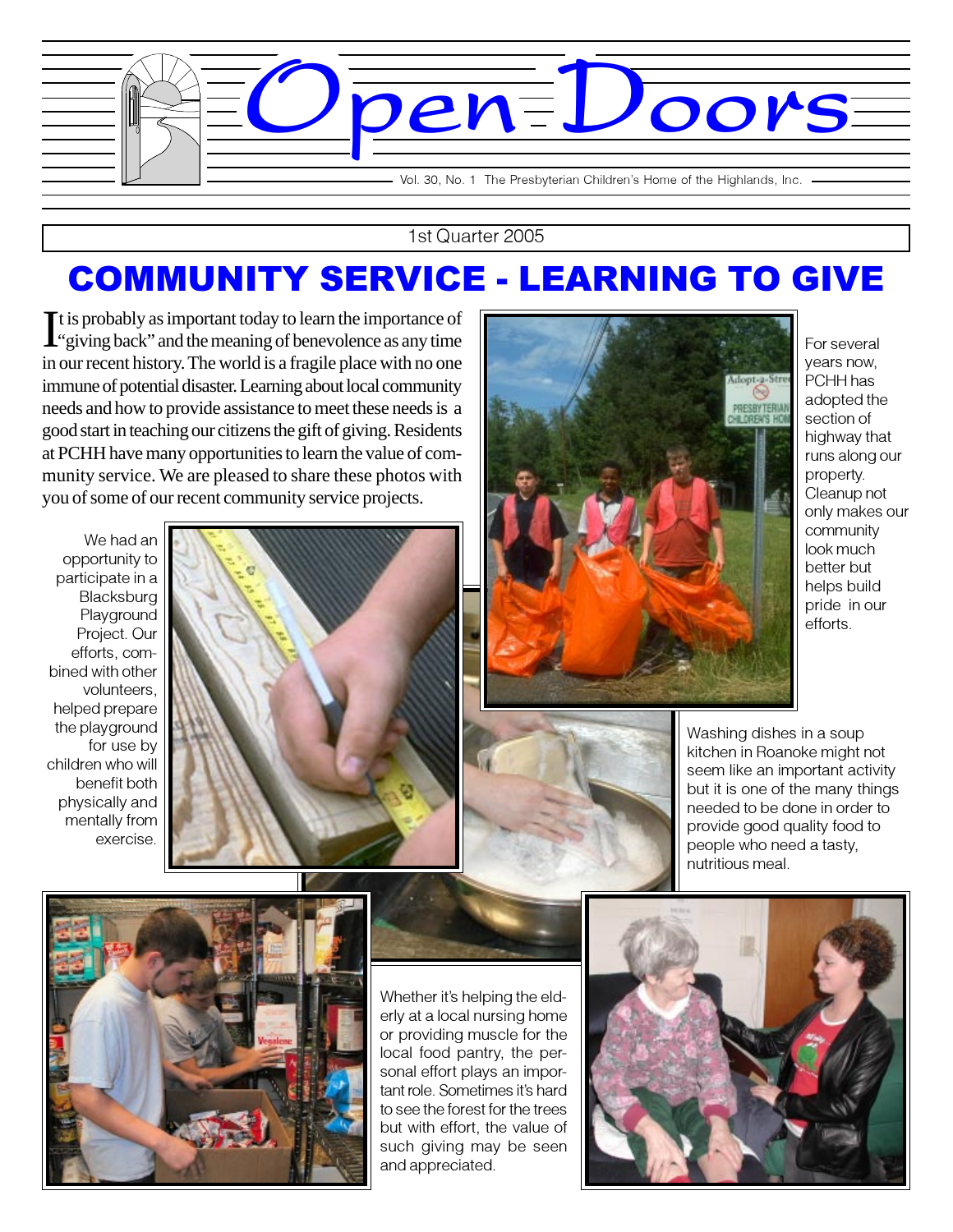# Open Doors

Vol. 30, No. 1 The Presbyterian Children's Home of the Highlands, Inc.

1st Quarter 2005

## COMMUNITY SERVICE - LEARNING TO GIVE

It is probably as important today to learn the importance of "giving back" and the meaning of benevolence as any time in our recent history. The world is a fragile place with no one immune of potential disaster. Learning about local community needs and how to provide assistance to meet these needs is a good start in teaching our citizens the gift of giving. Residents at PCHH have many opportunities to learn the value of community service. We are pleased to share these photos with you of some of our recent community service projects.

For several years now, PCHH has adopted the section of highway that runs along our property. Cleanup not only makes our community look much better but helps build pride in our efforts.

We had an opportunity to participate in a Blacksburg Playground Project. Our efforts, combined with other volunteers, helped prepare the playground for use by children who will benefit both physically and mentally from exercise.

Washing dishes in a soup kitchen in Roanoke might not seem like an important activity but it is one of the many things needed to be done in order to provide good quality food to people who need a tasty, nutritious meal.

Whether it's helping the elderly at a local nursing home or providing muscle for the local food pantry, the personal effort plays an important role. Sometimes it's hard to see the forest for the trees but with effort, the value of such giving may be seen and appreciated.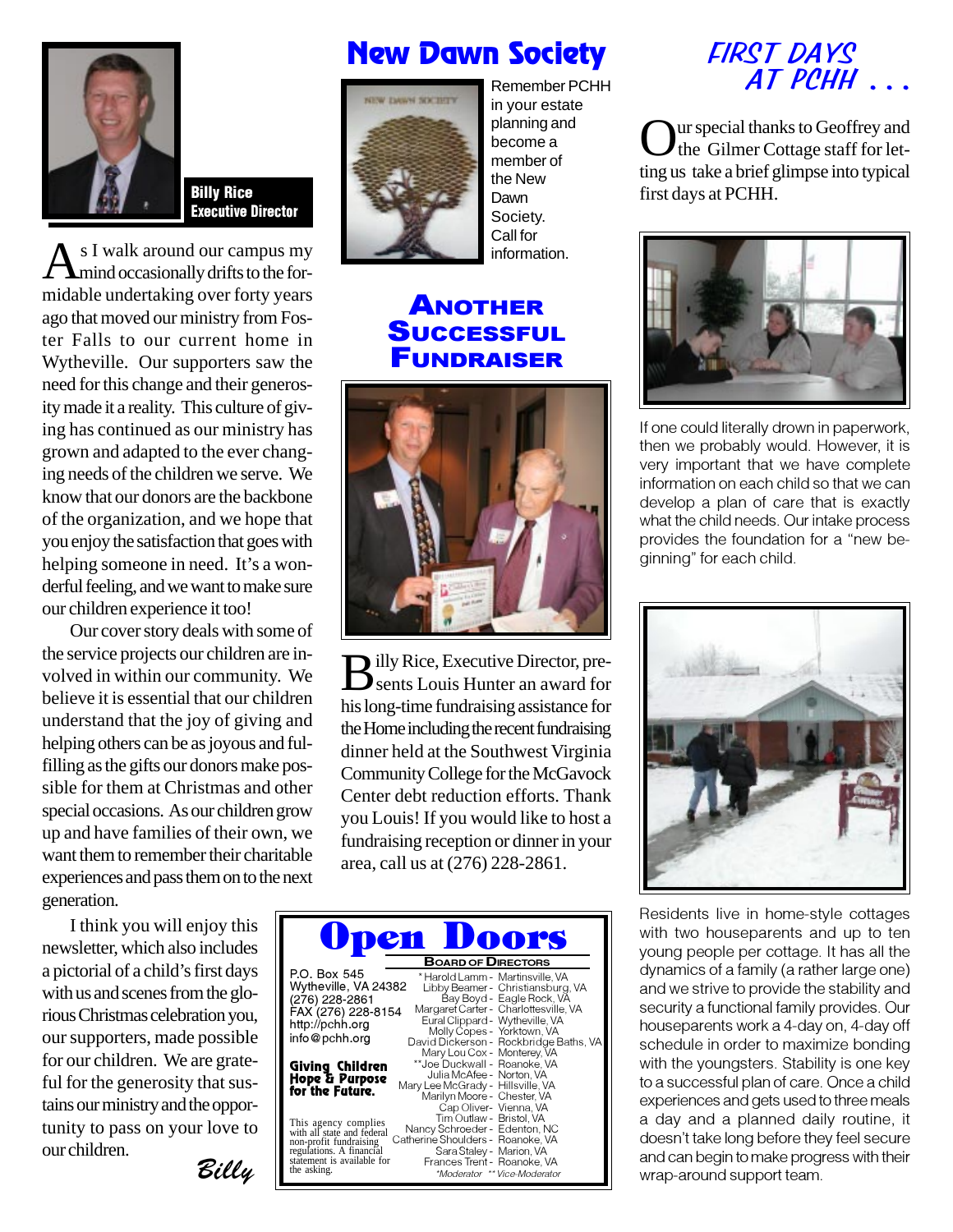**Billy Rice**
**Executive Director**

As I walk around our campus my mind occasionally drifts to the formidable undertaking over forty years ago that moved our ministry from Foster Falls to our current home in Wytheville. Our supporters saw the need for this change and their generosity made it a reality. This culture of giving has continued as our ministry has grown and adapted to the ever changing needs of the children we serve. We know that our donors are the backbone of the organization, and we hope that you enjoy the satisfaction that goes with helping someone in need. It's a wonderful feeling, and we want to make sure our children experience it too!

Our cover story deals with some of the service projects our children are involved in within our community. We believe it is essential that our children understand that the joy of giving and helping others can be as joyous and fulfilling as the gifts our donors make possible for them at Christmas and other special occasions. As our children grow up and have families of their own, we want them to remember their charitable experiences and pass them on to the next generation.

I think you will enjoy this newsletter, which also includes a pictorial of a child's first days with us and scenes from the glorious Christmas celebration you, our supporters, made possible for our children. We are grateful for the generosity that sustains our ministry and the opportunity to pass on your love to our children.

*Billy*

## New Dawn Society

Remember PCHH in your estate planning and become a member of the New Dawn Society. Call for information.

## Another Successful Fundraiser

Billy Rice, Executive Director, presents Louis Hunter an award for his long-time fundraising assistance for the Home including the recent fundraising dinner held at the Southwest Virginia Community College for the McGavock Center debt reduction efforts. Thank you Louis! If you would like to host a fundraising reception or dinner in your area, call us at (276) 228-2861.

## Open Doors

P.O. Box 545
Wytheville, VA 24382
(276) 228-2861
FAX (276) 228-8154
http://pchh.org
info@pchh.org

**Giving Children Hope & Purpose for the Future.**

This agency complies with all state and federal non-profit fundraising regulations. A financial statement is available for the asking.

**Board of Directors**

| Name | Location |
|---|---|
| *Harold Lamm | Martinsville, VA |
| Libby Beamer | Christiansburg, VA |
| Bay Boyd | Eagle Rock, VA |
| Margaret Carter | Charlottesville, VA |
| Eural Clippard | Wytheville, VA |
| Molly Copes | Yorktown, VA |
| David Dickerson | Rockbridge Baths, VA |
| Mary Lou Cox | Monterey, VA |
| **Joe Duckwall | Roanoke, VA |
| Julia McAfee | Norton, VA |
| Mary Lee McGrady | Hillsville, VA |
| Marilyn Moore | Chester, VA |
| Cap Oliver | Vienna, VA |
| Tim Outlaw | Bristol, VA |
| Nancy Schroeder | Edenton, NC |
| Catherine Shoulders | Roanoke, VA |
| Sara Staley | Marion, VA |
| Frances Trent | Roanoke, VA |

*\*Moderator \*\*Vice-Moderator*

## First Days at PCHH . . .

Our special thanks to Geoffrey and the Gilmer Cottage staff for letting us take a brief glimpse into typical first days at PCHH.

If one could literally drown in paperwork, then we probably would. However, it is very important that we have complete information on each child so that we can develop a plan of care that is exactly what the child needs. Our intake process provides the foundation for a "new beginning" for each child.

Residents live in home-style cottages with two houseparents and up to ten young people per cottage. It has all the dynamics of a family (a rather large one) and we strive to provide the stability and security a functional family provides. Our houseparents work a 4-day on, 4-day off schedule in order to maximize bonding with the youngsters. Stability is one key to a successful plan of care. Once a child experiences and gets used to three meals a day and a planned daily routine, it doesn't take long before they feel secure and can begin to make progress with their wrap-around support team.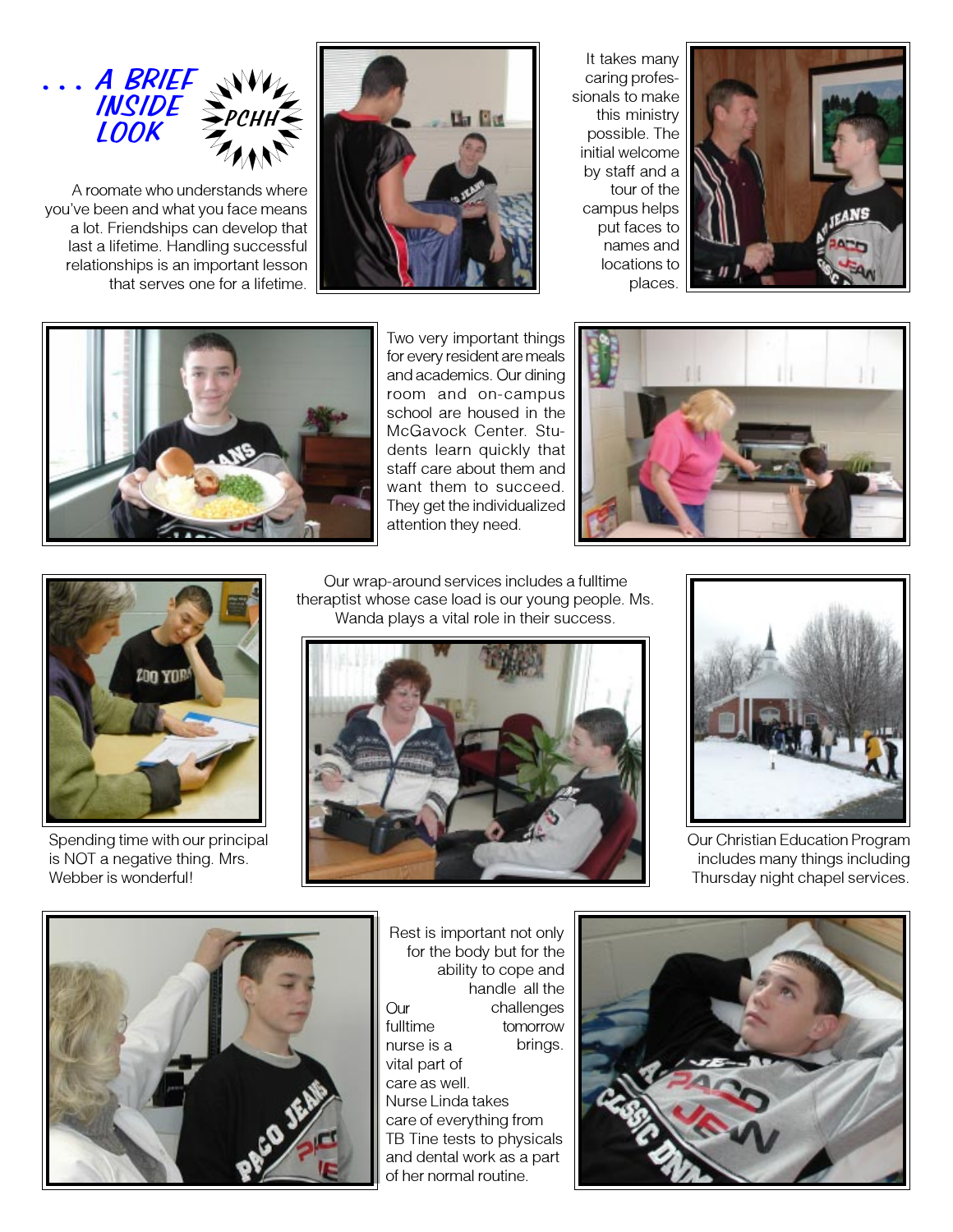# . . . A BRIEF INSIDE LOOK

PCHH

A roomate who understands where you've been and what you face means a lot. Friendships can develop that last a lifetime. Handling successful relationships is an important lesson that serves one for a lifetime.

It takes many caring professionals to make this ministry possible. The initial welcome by staff and a tour of the campus helps put faces to names and locations to places.

Two very important things for every resident are meals and academics. Our dining room and on-campus school are housed in the McGavock Center. Students learn quickly that staff care about them and want them to succeed. They get the individualized attention they need.

Our wrap-around services includes a fulltime theraptist whose case load is our young people. Ms. Wanda plays a vital role in their success.

Spending time with our principal is NOT a negative thing. Mrs. Webber is wonderful!

Our Christian Education Program includes many things including Thursday night chapel services.

Rest is important not only for the body but for the ability to cope and handle all the challenges tomorrow brings.

Our fulltime nurse is a vital part of care as well. Nurse Linda takes care of everything from TB Tine tests to physicals and dental work as a part of her normal routine.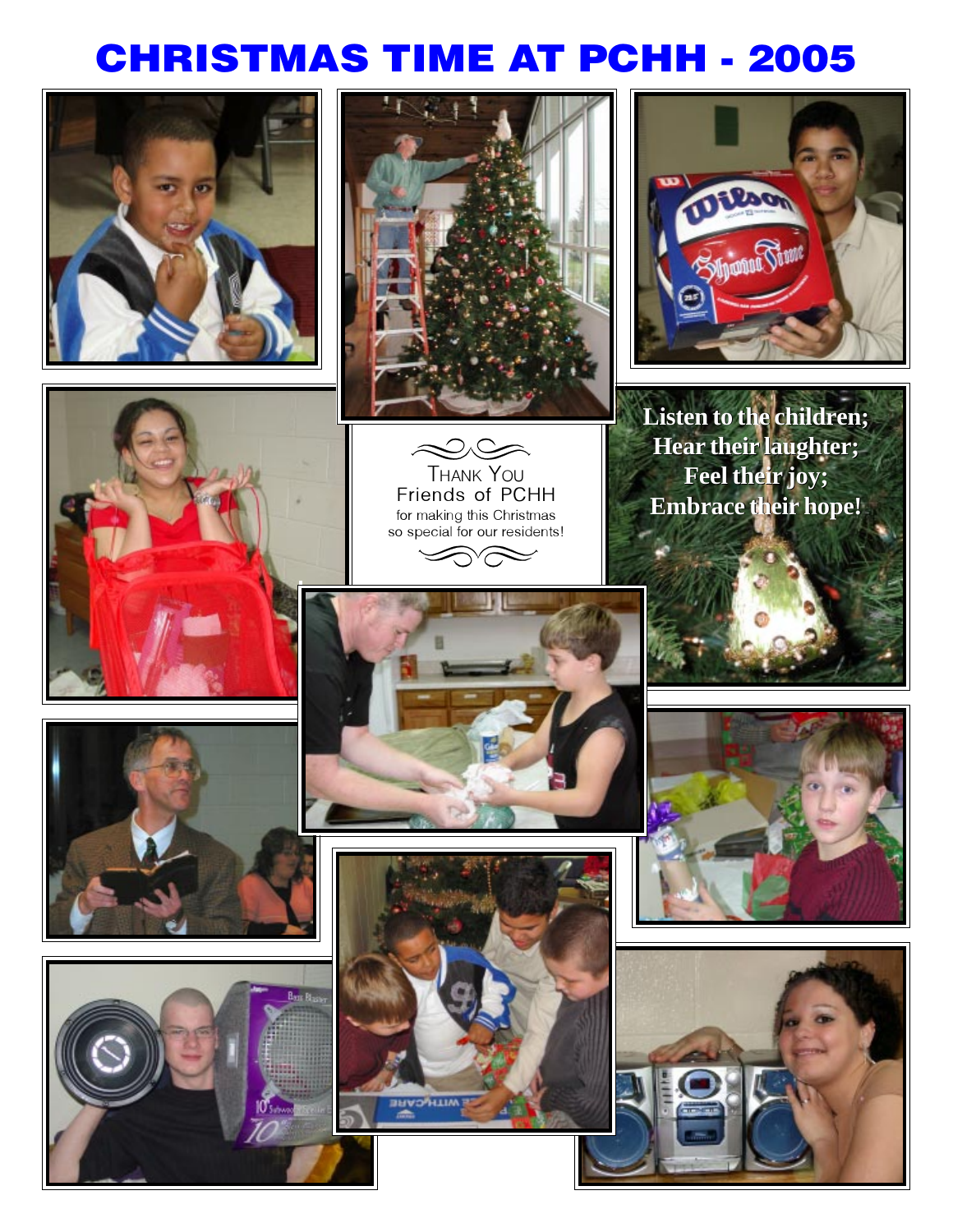# CHRISTMAS TIME AT PCHH - 2005

THANK YOU
Friends of PCHH
for making this Christmas
so special for our residents!

**Listen to the children;
Hear their laughter;
Feel their joy;
Embrace their hope!**